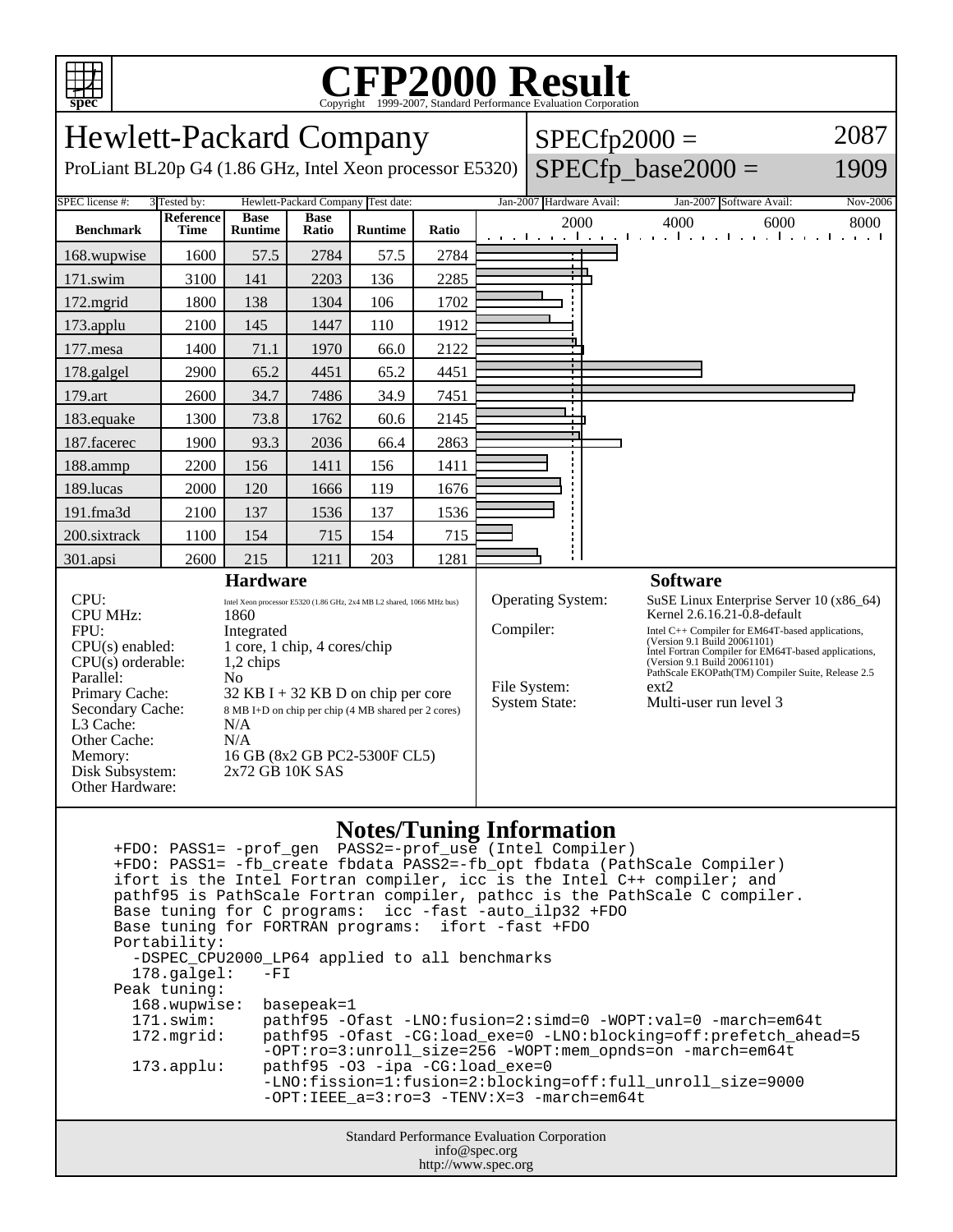# CFP2000 Result

Copyright 1999-2007, Standard Performance Evaluation Corporation

## Hewlett-Packard Company

ProLiant BL20p G4 (1.86 GHz, Intel Xeon processor E5320)

SPECfp2000 = 2087

SPECfp_base2000 = 1909

| SPEC license #: | 3 | Tested by: | Hewlett-Packard Company | Test date: | Jan-2007 | Hardware Avail: | Jan-2007 | Software Avail: | Nov-2006 |
|---|---|---|---|---|---|---|---|---|---|

| Benchmark | Reference Time | Base Runtime | Base Ratio | Runtime | Ratio |
|---|---|---|---|---|---|
| 168.wupwise | 1600 | 57.5 | 2784 | 57.5 | 2784 |
| 171.swim | 3100 | 141 | 2203 | 136 | 2285 |
| 172.mgrid | 1800 | 138 | 1304 | 106 | 1702 |
| 173.applu | 2100 | 145 | 1447 | 110 | 1912 |
| 177.mesa | 1400 | 71.1 | 1970 | 66.0 | 2122 |
| 178.galgel | 2900 | 65.2 | 4451 | 65.2 | 4451 |
| 179.art | 2600 | 34.7 | 7486 | 34.9 | 7451 |
| 183.equake | 1300 | 73.8 | 1762 | 60.6 | 2145 |
| 187.facerec | 1900 | 93.3 | 2036 | 66.4 | 2863 |
| 188.ammp | 2200 | 156 | 1411 | 156 | 1411 |
| 189.lucas | 2000 | 120 | 1666 | 119 | 1676 |
| 191.fma3d | 2100 | 137 | 1536 | 137 | 1536 |
| 200.sixtrack | 1100 | 154 | 715 | 154 | 715 |
| 301.apsi | 2600 | 215 | 1211 | 203 | 1281 |

### Hardware

| | |
|---|---|
| CPU: | Intel Xeon processor E5320 (1.86 GHz, 2x4 MB L2 shared, 1066 MHz bus) |
| CPU MHz: | 1860 |
| FPU: | Integrated |
| CPU(s) enabled: | 1 core, 1 chip, 4 cores/chip |
| CPU(s) orderable: | 1,2 chips |
| Parallel: | No |
| Primary Cache: | 32 KB I + 32 KB D on chip per core |
| Secondary Cache: | 8 MB I+D on chip per chip (4 MB shared per 2 cores) |
| L3 Cache: | N/A |
| Other Cache: | N/A |
| Memory: | 16 GB (8x2 GB PC2-5300F CL5) |
| Disk Subsystem: | 2x72 GB 10K SAS |
| Other Hardware: | |

### Software

| | |
|---|---|
| Operating System: | SuSE Linux Enterprise Server 10 (x86_64) Kernel 2.6.16.21-0.8-default |
| Compiler: | Intel C++ Compiler for EM64T-based applications, (Version 9.1 Build 20061101) Intel Fortran Compiler for EM64T-based applications, (Version 9.1 Build 20061101) PathScale EKOPath(TM) Compiler Suite, Release 2.5 |
| File System: | ext2 |
| System State: | Multi-user run level 3 |

### Notes/Tuning Information

```
+FDO: PASS1= -prof_gen  PASS2=-prof_use (Intel Compiler)
+FDO: PASS1= -fb_create fbdata PASS2=-fb_opt fbdata (PathScale Compiler)
ifort is the Intel Fortran compiler, icc is the Intel C++ compiler; and
pathf95 is PathScale Fortran compiler, pathcc is the PathScale C compiler.
Base tuning for C programs:  icc -fast -auto_ilp32 +FDO
Base tuning for FORTRAN programs:  ifort -fast +FDO
Portability:
  -DSPEC_CPU2000_LP64 applied to all benchmarks
  178.galgel:   -FI
Peak tuning:
  168.wupwise:  basepeak=1
  171.swim:     pathf95 -Ofast -LNO:fusion=2:simd=0 -WOPT:val=0 -march=em64t
  172.mgrid:    pathf95 -Ofast -CG:load_exe=0 -LNO:blocking=off:prefetch_ahead=5
                -OPT:ro=3:unroll_size=256 -WOPT:mem_opnds=on -march=em64t
  173.applu:    pathf95 -O3 -ipa -CG:load_exe=0
                -LNO:fission=1:fusion=2:blocking=off:full_unroll_size=9000
                -OPT:IEEE_a=3:ro=3 -TENV:X=3 -march=em64t
```

Standard Performance Evaluation Corporation
info@spec.org
http://www.spec.org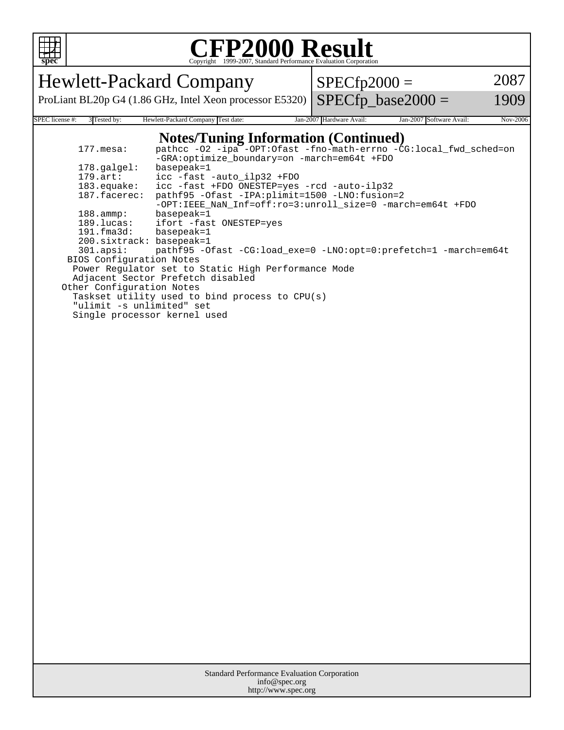# CFP2000 Result

Copyright 1999-2007, Standard Performance Evaluation Corporation

## Hewlett-Packard Company

ProLiant BL20p G4 (1.86 GHz, Intel Xeon processor E5320)

SPECfp2000 = 2087

SPECfp_base2000 = 1909

| SPEC license #: | 3 | Tested by: | Hewlett-Packard Company | Test date: | Jan-2007 | Hardware Avail: | Jan-2007 | Software Avail: | Nov-2006 |
|---|---|---|---|---|---|---|---|---|---|

### Notes/Tuning Information (Continued)

```
     177.mesa:     pathcc -O2 -ipa -OPT:Ofast -fno-math-errno -CG:local_fwd_sched=on
                   -GRA:optimize_boundary=on -march=em64t +FDO
     178.galgel:   basepeak=1
     179.art:      icc -fast -auto_ilp32 +FDO
     183.equake:   icc -fast +FDO ONESTEP=yes -rcd -auto-ilp32
     187.facerec:  pathf95 -Ofast -IPA:plimit=1500 -LNO:fusion=2
                   -OPT:IEEE_NaN_Inf=off:ro=3:unroll_size=0 -march=em64t +FDO
     188.ammp:     basepeak=1
     189.lucas:    ifort -fast ONESTEP=yes
     191.fma3d:    basepeak=1
     200.sixtrack: basepeak=1
     301.apsi:     pathf95 -Ofast -CG:load_exe=0 -LNO:opt=0:prefetch=1 -march=em64t
   BIOS Configuration Notes
    Power Regulator set to Static High Performance Mode
    Adjacent Sector Prefetch disabled
  Other Configuration Notes
    Taskset utility used to bind process to CPU(s)
    "ulimit -s unlimited" set
    Single processor kernel used
```

Standard Performance Evaluation Corporation
info@spec.org
http://www.spec.org